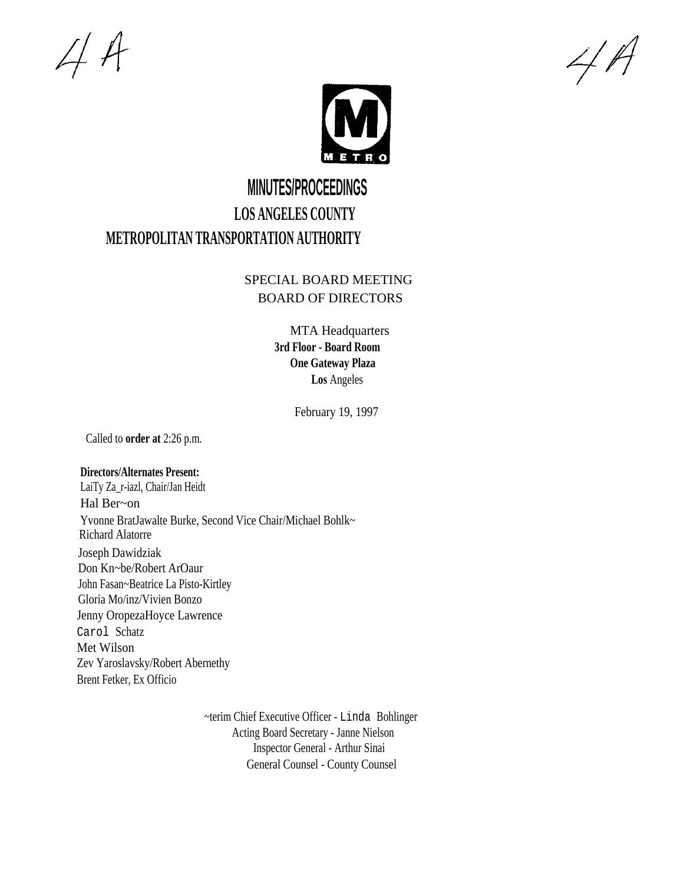4A 4A

METRO

# MINUTES/PROCEEDINGS

## LOS ANGELES COUNTY METROPOLITAN TRANSPORTATION AUTHORITY

SPECIAL BOARD MEETING
BOARD OF DIRECTORS

MTA Headquarters
**3rd Floor - Board Room**
**One Gateway Plaza**
**Los** Angeles

February 19, 1997

Called to **order at** 2:26 p.m.

**Directors/Alternates Present:**

LaiTy Za_r-iazl, Chair/Jan Heidt
Hal Ber~on
Yvonne BratJawalte Burke, Second Vice Chair/Michael Bohlk~
Richard Alatorre
Joseph Dawidziak
Don Kn~be/Robert ArOaur
John Fasan~Beatrice La Pisto-Kirtley
Gloria Mo/inz/Vivien Bonzo
Jenny OropezaHoyce Lawrence
Carol Schatz
Met Wilson
Zev Yaroslavsky/Robert Abernethy
Brent Fetker, Ex Officio

~terim Chief Executive Officer - Linda Bohlinger
Acting Board Secretary - Janne Nielson
Inspector General - Arthur Sinai
General Counsel - County Counsel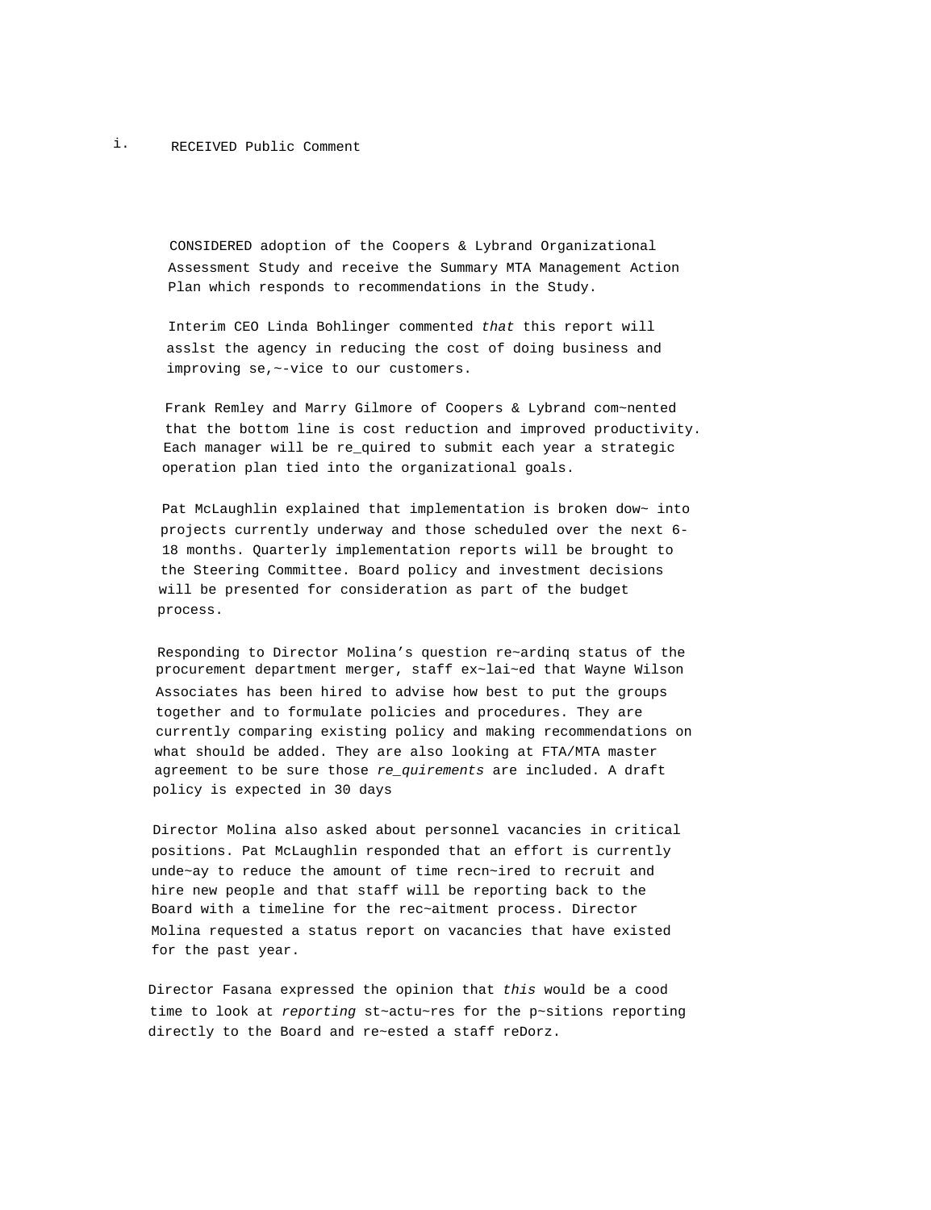i. RECEIVED Public Comment

CONSIDERED adoption of the Coopers & Lybrand Organizational Assessment Study and receive the Summary MTA Management Action Plan which responds to recommendations in the Study.

Interim CEO Linda Bohlinger commented *that* this report will asslst the agency in reducing the cost of doing business and improving se,~-vice to our customers.

Frank Remley and Marry Gilmore of Coopers & Lybrand com~nented that the bottom line is cost reduction and improved productivity. Each manager will be re_quired to submit each year a strategic operation plan tied into the organizational goals.

Pat McLaughlin explained that implementation is broken dow~ into projects currently underway and those scheduled over the next 6-18 months. Quarterly implementation reports will be brought to the Steering Committee. Board policy and investment decisions will be presented for consideration as part of the budget process.

Responding to Director Molina's question re~ardinq status of the procurement department merger, staff ex~lai~ed that Wayne Wilson Associates has been hired to advise how best to put the groups together and to formulate policies and procedures. They are currently comparing existing policy and making recommendations on what should be added. They are also looking at FTA/MTA master agreement to be sure those *re_quirements* are included. A draft policy is expected in 30 days

Director Molina also asked about personnel vacancies in critical positions. Pat McLaughlin responded that an effort is currently unde~ay to reduce the amount of time recn~ired to recruit and hire new people and that staff will be reporting back to the Board with a timeline for the rec~aitment process. Director Molina requested a status report on vacancies that have existed for the past year.

Director Fasana expressed the opinion that *this* would be a cood time to look at *reporting* st~actu~res for the p~sitions reporting directly to the Board and re~ested a staff reDorz.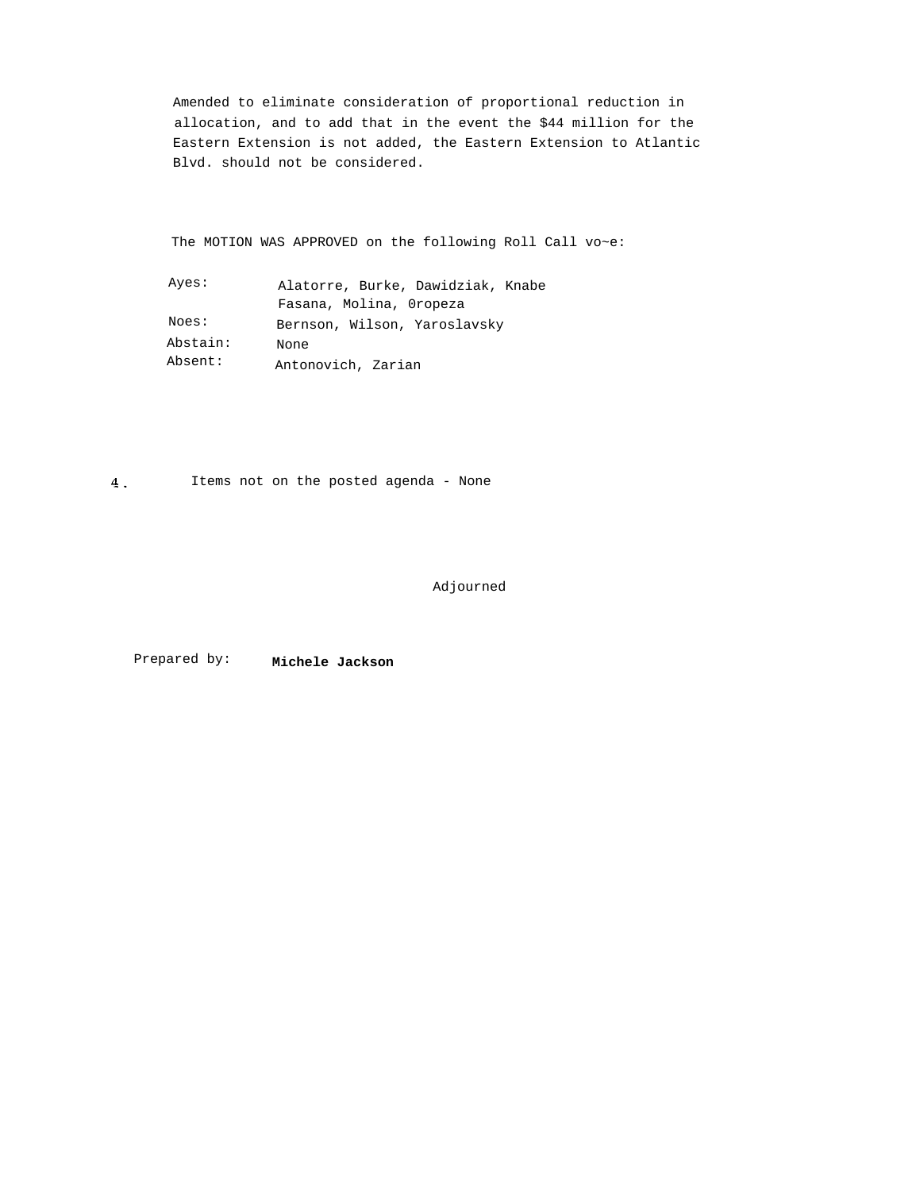Amended to eliminate consideration of proportional reduction in allocation, and to add that in the event the $44 million for the Eastern Extension is not added, the Eastern Extension to Atlantic Blvd. should not be considered.

The MOTION WAS APPROVED on the following Roll Call vo~e:

| | |
|---|---|
| Ayes: | Alatorre, Burke, Dawidziak, Knabe Fasana, Molina, 0ropeza |
| Noes: | Bernson, Wilson, Yaroslavsky |
| Abstain: | None |
| Absent: | Antonovich, Zarian |

4. Items not on the posted agenda - None

Adjourned

Prepared by: **Michele Jackson**